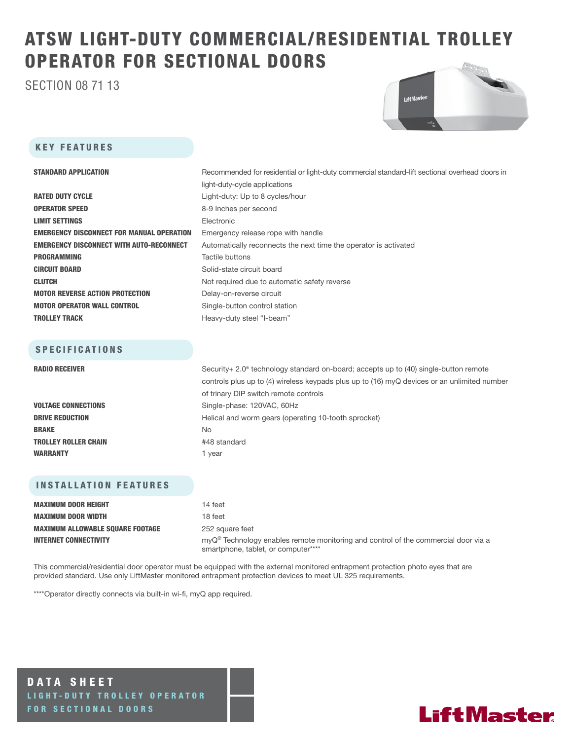# ATSW LIGHT-DUTY COMMERCIAL/RESIDENTIAL TROLLEY OPERATOR FOR SECTIONAL DOORS

SECTION 08 71 13

## KEY FEATURES

| | |
|---|---|
| **STANDARD APPLICATION** | Recommended for residential or light-duty commercial standard-lift sectional overhead doors in light-duty-cycle applications |
| **RATED DUTY CYCLE** | Light-duty: Up to 8 cycles/hour |
| **OPERATOR SPEED** | 8-9 Inches per second |
| **LIMIT SETTINGS** | Electronic |
| **EMERGENCY DISCONNECT FOR MANUAL OPERATION** | Emergency release rope with handle |
| **EMERGENCY DISCONNECT WITH AUTO-RECONNECT** | Automatically reconnects the next time the operator is activated |
| **PROGRAMMING** | Tactile buttons |
| **CIRCUIT BOARD** | Solid-state circuit board |
| **CLUTCH** | Not required due to automatic safety reverse |
| **MOTOR REVERSE ACTION PROTECTION** | Delay-on-reverse circuit |
| **MOTOR OPERATOR WALL CONTROL** | Single-button control station |
| **TROLLEY TRACK** | Heavy-duty steel "I-beam" |

## SPECIFICATIONS

| | |
|---|---|
| **RADIO RECEIVER** | Security+ 2.0® technology standard on-board; accepts up to (40) single-button remote controls plus up to (4) wireless keypads plus up to (16) myQ devices or an unlimited number of trinary DIP switch remote controls |
| **VOLTAGE CONNECTIONS** | Single-phase: 120VAC, 60Hz |
| **DRIVE REDUCTION** | Helical and worm gears (operating 10-tooth sprocket) |
| **BRAKE** | No |
| **TROLLEY ROLLER CHAIN** | #48 standard |
| **WARRANTY** | 1 year |

## INSTALLATION FEATURES

| | |
|---|---|
| **MAXIMUM DOOR HEIGHT** | 14 feet |
| **MAXIMUM DOOR WIDTH** | 18 feet |
| **MAXIMUM ALLOWABLE SQUARE FOOTAGE** | 252 square feet |
| **INTERNET CONNECTIVITY** | myQ® Technology enables remote monitoring and control of the commercial door via a smartphone, tablet, or computer**** |

This commercial/residential door operator must be equipped with the external monitored entrapment protection photo eyes that are provided standard. Use only LiftMaster monitored entrapment protection devices to meet UL 325 requirements.

****Operator directly connects via built-in wi-fi, myQ app required.

**DATA SHEET**

LIGHT-DUTY TROLLEY OPERATOR FOR SECTIONAL DOORS

LiftMaster®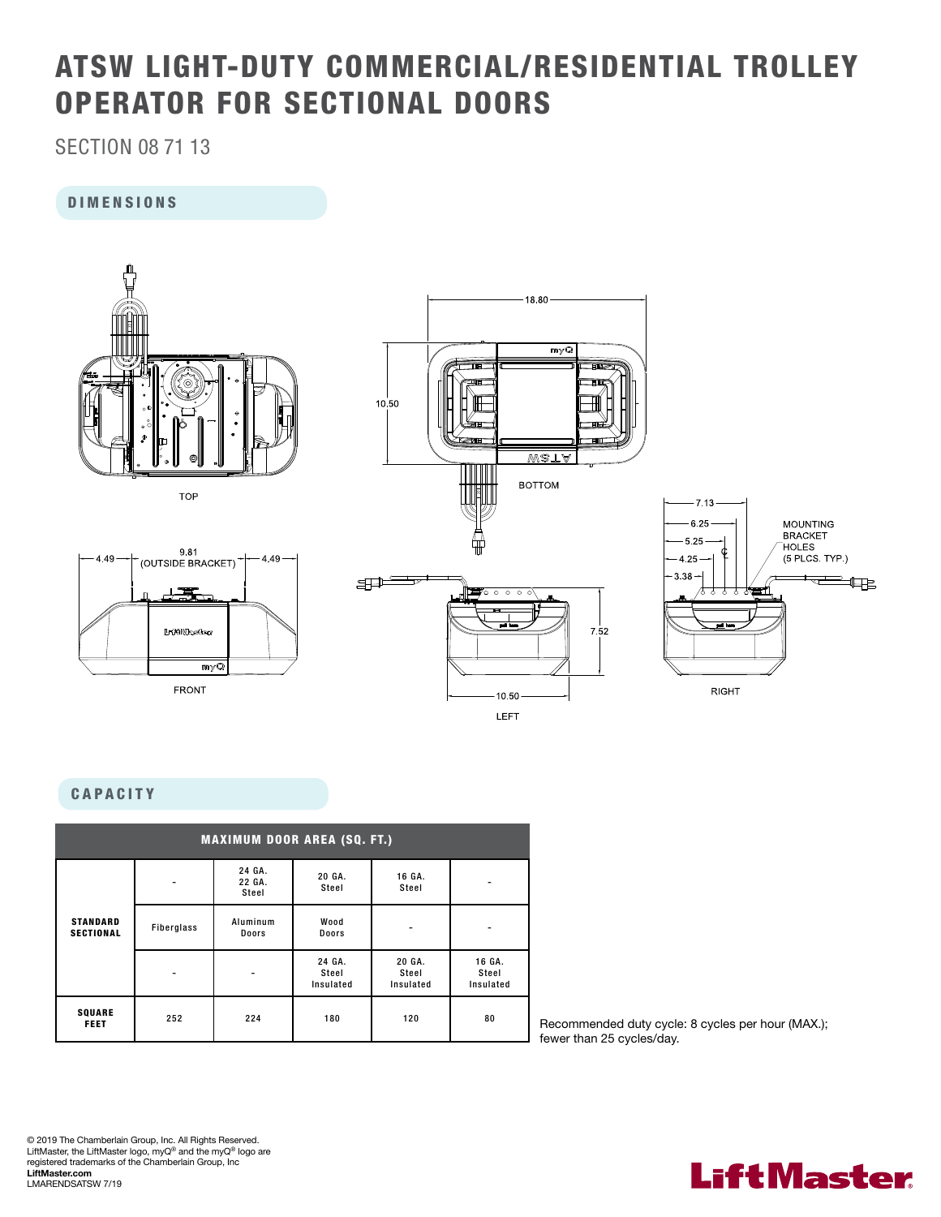# ATSW LIGHT-DUTY COMMERCIAL/RESIDENTIAL TROLLEY OPERATOR FOR SECTIONAL DOORS

SECTION 08 71 13

## DIMENSIONS

TOP

BOTTOM

18.80

10.50

FRONT

4.49

9.81 (OUTSIDE BRACKET)

4.49

LEFT

7.52

10.50

RIGHT

7.13

6.25

5.25

4.25

3.38

MOUNTING BRACKET HOLES (5 PLCS. TYP.)

## CAPACITY

| MAXIMUM DOOR AREA (SQ. FT.) | | | | | |
|---|---|---|---|---|---|
| STANDARD SECTIONAL | - | 24 GA. 22 GA. Steel | 20 GA. Steel | 16 GA. Steel | - |
| | Fiberglass | Aluminum Doors | Wood Doors | - | - |
| | - | - | 24 GA. Steel Insulated | 20 GA. Steel Insulated | 16 GA. Steel Insulated |
| SQUARE FEET | 252 | 224 | 180 | 120 | 80 |

Recommended duty cycle: 8 cycles per hour (MAX.); fewer than 25 cycles/day.

© 2019 The Chamberlain Group, Inc. All Rights Reserved.
LiftMaster, the LiftMaster logo, myQ® and the myQ® logo are registered trademarks of the Chamberlain Group, Inc
**LiftMaster.com**
LMARENDSATSW 7/19